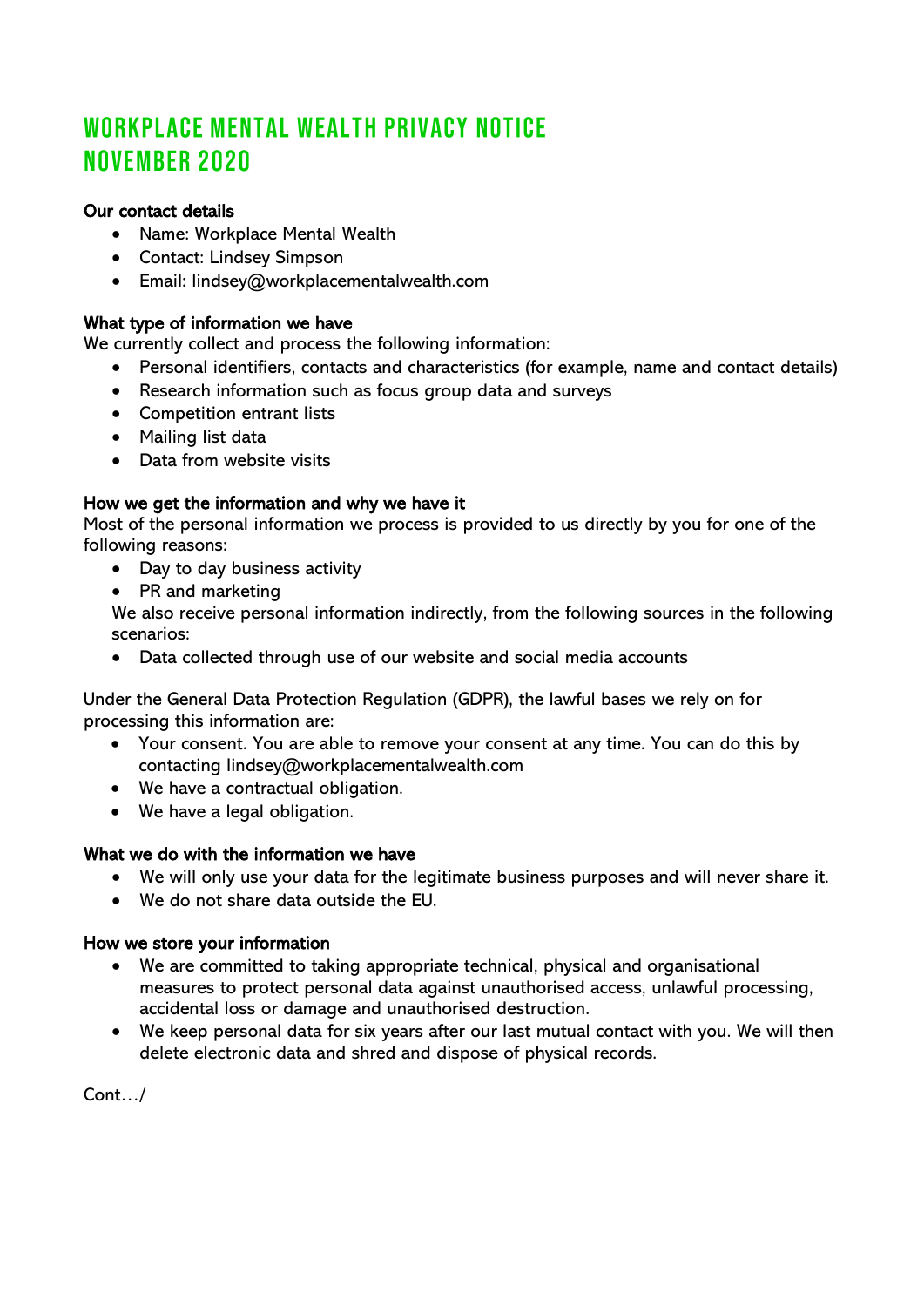# WORKPLACE MENTAL WEALTH PRIVACY NOTICE NOVEMBER 2020

**Our contact details**

- Name: Workplace Mental Wealth
- Contact: Lindsey Simpson
- Email: lindsey@workplacementalwealth.com

**What type of information we have**

We currently collect and process the following information:

- Personal identifiers, contacts and characteristics (for example, name and contact details)
- Research information such as focus group data and surveys
- Competition entrant lists
- Mailing list data
- Data from website visits

**How we get the information and why we have it**

Most of the personal information we process is provided to us directly by you for one of the following reasons:

- Day to day business activity
- PR and marketing

We also receive personal information indirectly, from the following sources in the following scenarios:

- Data collected through use of our website and social media accounts

Under the General Data Protection Regulation (GDPR), the lawful bases we rely on for processing this information are:

- Your consent. You are able to remove your consent at any time. You can do this by contacting lindsey@workplacementalwealth.com
- We have a contractual obligation.
- We have a legal obligation.

**What we do with the information we have**

- We will only use your data for the legitimate business purposes and will never share it.
- We do not share data outside the EU.

**How we store your information**

- We are committed to taking appropriate technical, physical and organisational measures to protect personal data against unauthorised access, unlawful processing, accidental loss or damage and unauthorised destruction.
- We keep personal data for six years after our last mutual contact with you. We will then delete electronic data and shred and dispose of physical records.

Cont…/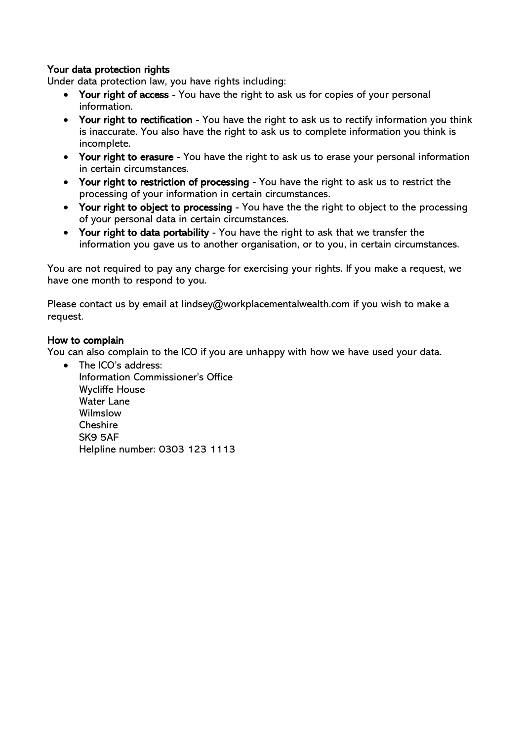**Your data protection rights**

Under data protection law, you have rights including:

- **Your right of access** - You have the right to ask us for copies of your personal information.
- **Your right to rectification** - You have the right to ask us to rectify information you think is inaccurate. You also have the right to ask us to complete information you think is incomplete.
- **Your right to erasure** - You have the right to ask us to erase your personal information in certain circumstances.
- **Your right to restriction of processing** - You have the right to ask us to restrict the processing of your information in certain circumstances.
- **Your right to object to processing** - You have the the right to object to the processing of your personal data in certain circumstances.
- **Your right to data portability** - You have the right to ask that we transfer the information you gave us to another organisation, or to you, in certain circumstances.

You are not required to pay any charge for exercising your rights. If you make a request, we have one month to respond to you.

Please contact us by email at lindsey@workplacementalwealth.com if you wish to make a request.

**How to complain**

You can also complain to the ICO if you are unhappy with how we have used your data.

- The ICO's address:  
  Information Commissioner's Office  
  Wycliffe House  
  Water Lane  
  Wilmslow  
  Cheshire  
  SK9 5AF  
  Helpline number: 0303 123 1113